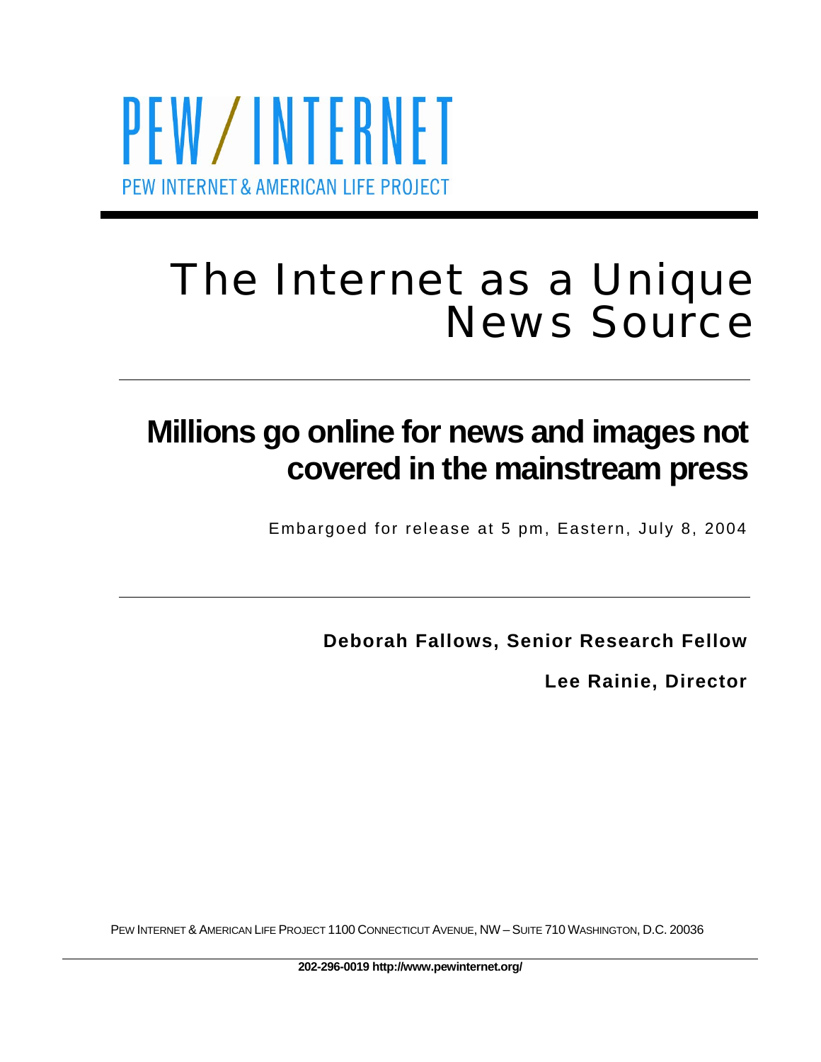PEW/INTERNET

PEW INTERNET & AMERICAN LIFE PROJECT

# The Internet as a Unique News Source

## Millions go online for news and images not covered in the mainstream press

Embargoed for release at 5 pm, Eastern, July 8, 2004

**Deborah Fallows, Senior Research Fellow**

**Lee Rainie, Director**

PEW INTERNET & AMERICAN LIFE PROJECT 1100 CONNECTICUT AVENUE, NW – SUITE 710 WASHINGTON, D.C. 20036

**202-296-0019 http://www.pewinternet.org/**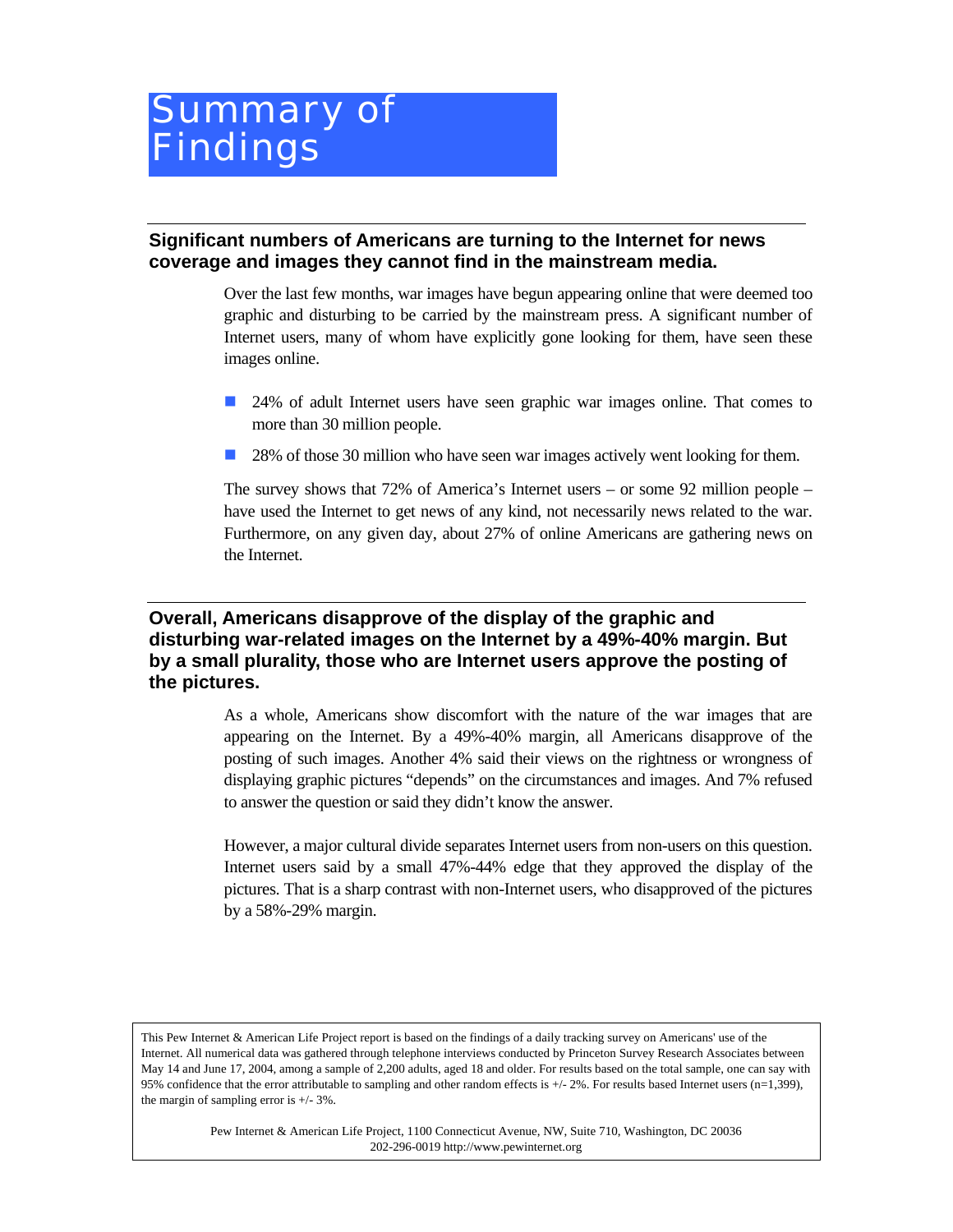# Summary of Findings

## Significant numbers of Americans are turning to the Internet for news coverage and images they cannot find in the mainstream media.

Over the last few months, war images have begun appearing online that were deemed too graphic and disturbing to be carried by the mainstream press. A significant number of Internet users, many of whom have explicitly gone looking for them, have seen these images online.

- 24% of adult Internet users have seen graphic war images online. That comes to more than 30 million people.
- 28% of those 30 million who have seen war images actively went looking for them.

The survey shows that 72% of America's Internet users – or some 92 million people – have used the Internet to get news of any kind, not necessarily news related to the war. Furthermore, on any given day, about 27% of online Americans are gathering news on the Internet.

## Overall, Americans disapprove of the display of the graphic and disturbing war-related images on the Internet by a 49%-40% margin. But by a small plurality, those who are Internet users approve the posting of the pictures.

As a whole, Americans show discomfort with the nature of the war images that are appearing on the Internet. By a 49%-40% margin, all Americans disapprove of the posting of such images. Another 4% said their views on the rightness or wrongness of displaying graphic pictures "depends" on the circumstances and images. And 7% refused to answer the question or said they didn't know the answer.

However, a major cultural divide separates Internet users from non-users on this question. Internet users said by a small 47%-44% edge that they approved the display of the pictures. That is a sharp contrast with non-Internet users, who disapproved of the pictures by a 58%-29% margin.

This Pew Internet & American Life Project report is based on the findings of a daily tracking survey on Americans' use of the Internet. All numerical data was gathered through telephone interviews conducted by Princeton Survey Research Associates between May 14 and June 17, 2004, among a sample of 2,200 adults, aged 18 and older. For results based on the total sample, one can say with 95% confidence that the error attributable to sampling and other random effects is +/- 2%. For results based Internet users (n=1,399), the margin of sampling error is +/- 3%.

Pew Internet & American Life Project, 1100 Connecticut Avenue, NW, Suite 710, Washington, DC 20036
202-296-0019 http://www.pewinternet.org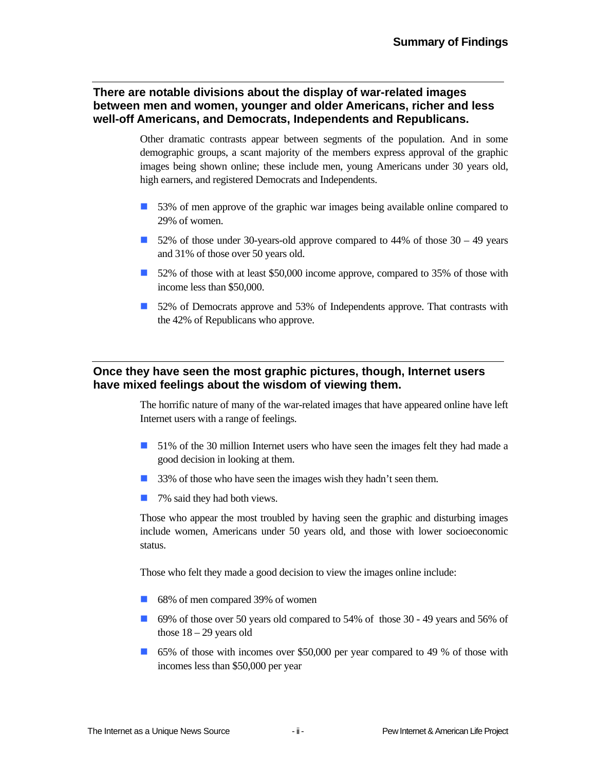## There are notable divisions about the display of war-related images between men and women, younger and older Americans, richer and less well-off Americans, and Democrats, Independents and Republicans.

Other dramatic contrasts appear between segments of the population. And in some demographic groups, a scant majority of the members express approval of the graphic images being shown online; these include men, young Americans under 30 years old, high earners, and registered Democrats and Independents.

- 53% of men approve of the graphic war images being available online compared to 29% of women.
- 52% of those under 30-years-old approve compared to 44% of those 30 – 49 years and 31% of those over 50 years old.
- 52% of those with at least $50,000 income approve, compared to 35% of those with income less than $50,000.
- 52% of Democrats approve and 53% of Independents approve. That contrasts with the 42% of Republicans who approve.

## Once they have seen the most graphic pictures, though, Internet users have mixed feelings about the wisdom of viewing them.

The horrific nature of many of the war-related images that have appeared online have left Internet users with a range of feelings.

- 51% of the 30 million Internet users who have seen the images felt they had made a good decision in looking at them.
- 33% of those who have seen the images wish they hadn't seen them.
- 7% said they had both views.

Those who appear the most troubled by having seen the graphic and disturbing images include women, Americans under 50 years old, and those with lower socioeconomic status.

Those who felt they made a good decision to view the images online include:

- 68% of men compared 39% of women
- 69% of those over 50 years old compared to 54% of those 30 - 49 years and 56% of those 18 – 29 years old
- 65% of those with incomes over $50,000 per year compared to 49 % of those with incomes less than $50,000 per year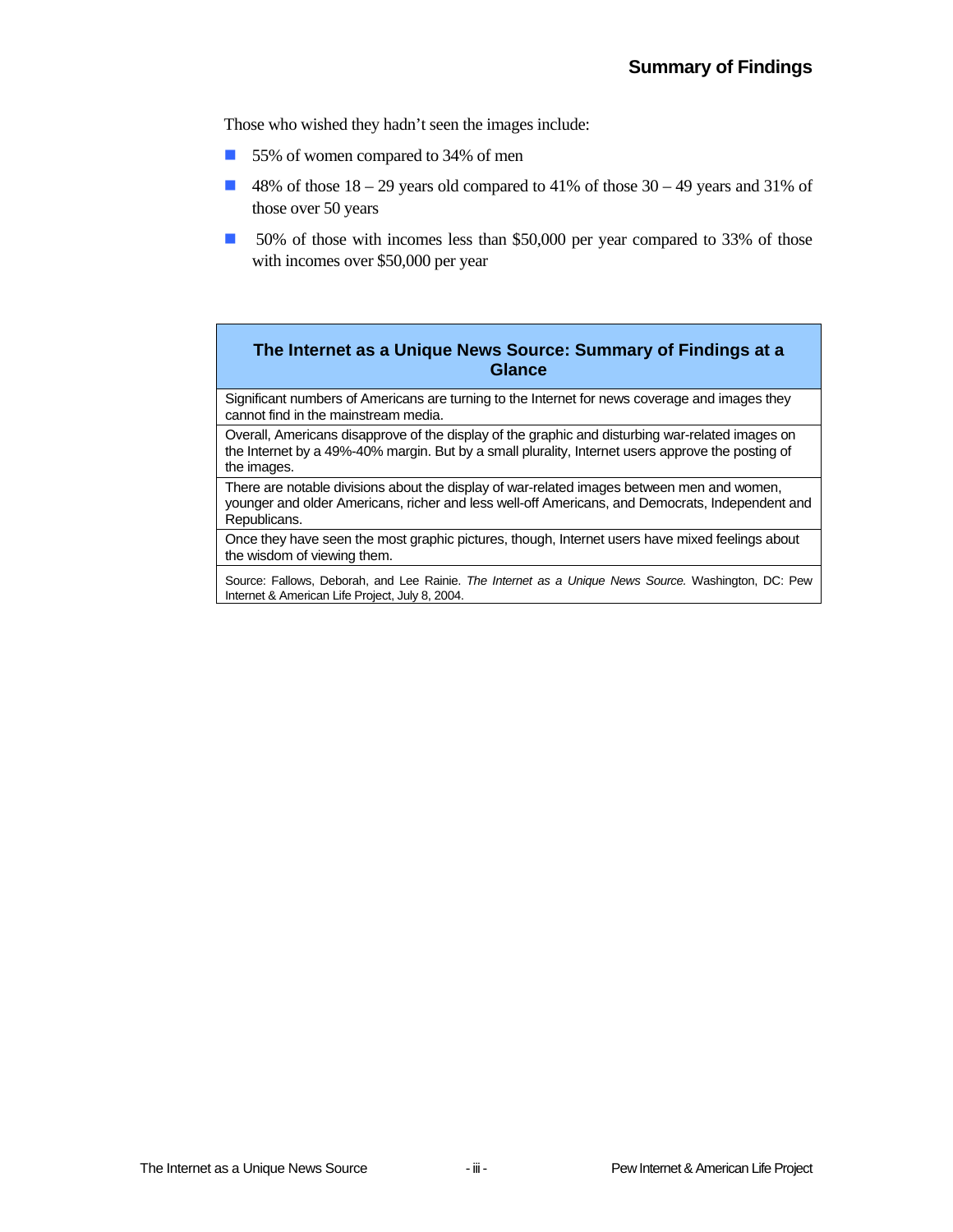Those who wished they hadn't seen the images include:

- 55% of women compared to 34% of men
- 48% of those 18 – 29 years old compared to 41% of those 30 – 49 years and 31% of those over 50 years
- 50% of those with incomes less than $50,000 per year compared to 33% of those with incomes over $50,000 per year

| The Internet as a Unique News Source: Summary of Findings at a Glance |
|---|
| Significant numbers of Americans are turning to the Internet for news coverage and images they cannot find in the mainstream media. |
| Overall, Americans disapprove of the display of the graphic and disturbing war-related images on the Internet by a 49%-40% margin. But by a small plurality, Internet users approve the posting of the images. |
| There are notable divisions about the display of war-related images between men and women, younger and older Americans, richer and less well-off Americans, and Democrats, Independent and Republicans. |
| Once they have seen the most graphic pictures, though, Internet users have mixed feelings about the wisdom of viewing them. |
| Source: Fallows, Deborah, and Lee Rainie. *The Internet as a Unique News Source.* Washington, DC: Pew Internet & American Life Project, July 8, 2004. |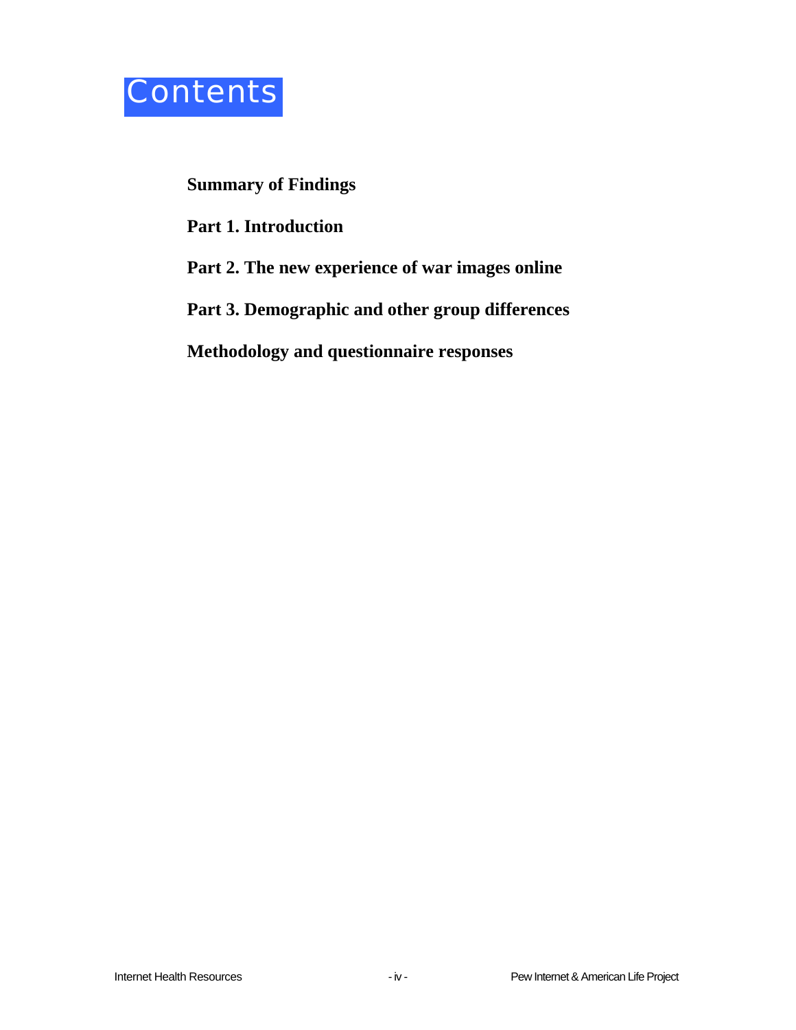# Contents

**Summary of Findings**

**Part 1. Introduction**

**Part 2. The new experience of war images online**

**Part 3. Demographic and other group differences**

**Methodology and questionnaire responses**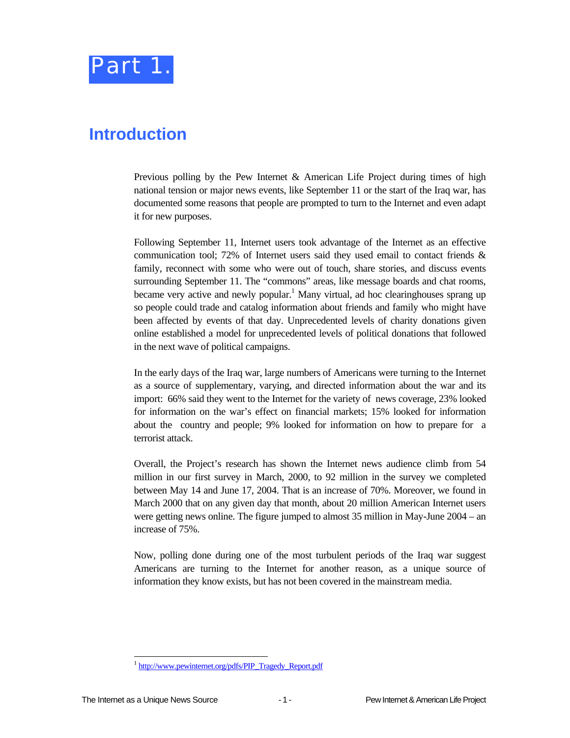# Part 1.

## Introduction

Previous polling by the Pew Internet & American Life Project during times of high national tension or major news events, like September 11 or the start of the Iraq war, has documented some reasons that people are prompted to turn to the Internet and even adapt it for new purposes.

Following September 11, Internet users took advantage of the Internet as an effective communication tool; 72% of Internet users said they used email to contact friends & family, reconnect with some who were out of touch, share stories, and discuss events surrounding September 11. The "commons" areas, like message boards and chat rooms, became very active and newly popular.[1] Many virtual, ad hoc clearinghouses sprang up so people could trade and catalog information about friends and family who might have been affected by events of that day. Unprecedented levels of charity donations given online established a model for unprecedented levels of political donations that followed in the next wave of political campaigns.

In the early days of the Iraq war, large numbers of Americans were turning to the Internet as a source of supplementary, varying, and directed information about the war and its import: 66% said they went to the Internet for the variety of news coverage, 23% looked for information on the war's effect on financial markets; 15% looked for information about the country and people; 9% looked for information on how to prepare for a terrorist attack.

Overall, the Project's research has shown the Internet news audience climb from 54 million in our first survey in March, 2000, to 92 million in the survey we completed between May 14 and June 17, 2004. That is an increase of 70%. Moreover, we found in March 2000 that on any given day that month, about 20 million American Internet users were getting news online. The figure jumped to almost 35 million in May-June 2004 – an increase of 75%.

Now, polling done during one of the most turbulent periods of the Iraq war suggest Americans are turning to the Internet for another reason, as a unique source of information they know exists, but has not been covered in the mainstream media.

[1] http://www.pewinternet.org/pdfs/PIP_Tragedy_Report.pdf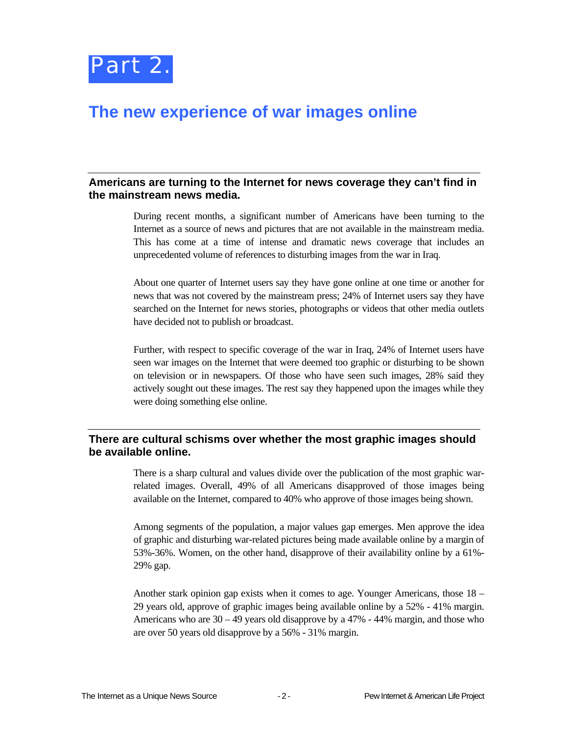# Part 2.

## The new experience of war images online

### Americans are turning to the Internet for news coverage they can't find in the mainstream news media.

During recent months, a significant number of Americans have been turning to the Internet as a source of news and pictures that are not available in the mainstream media. This has come at a time of intense and dramatic news coverage that includes an unprecedented volume of references to disturbing images from the war in Iraq.

About one quarter of Internet users say they have gone online at one time or another for news that was not covered by the mainstream press; 24% of Internet users say they have searched on the Internet for news stories, photographs or videos that other media outlets have decided not to publish or broadcast.

Further, with respect to specific coverage of the war in Iraq, 24% of Internet users have seen war images on the Internet that were deemed too graphic or disturbing to be shown on television or in newspapers. Of those who have seen such images, 28% said they actively sought out these images. The rest say they happened upon the images while they were doing something else online.

### There are cultural schisms over whether the most graphic images should be available online.

There is a sharp cultural and values divide over the publication of the most graphic war-related images. Overall, 49% of all Americans disapproved of those images being available on the Internet, compared to 40% who approve of those images being shown.

Among segments of the population, a major values gap emerges. Men approve the idea of graphic and disturbing war-related pictures being made available online by a margin of 53%-36%. Women, on the other hand, disapprove of their availability online by a 61%-29% gap.

Another stark opinion gap exists when it comes to age. Younger Americans, those 18 – 29 years old, approve of graphic images being available online by a 52% - 41% margin. Americans who are 30 – 49 years old disapprove by a 47% - 44% margin, and those who are over 50 years old disapprove by a 56% - 31% margin.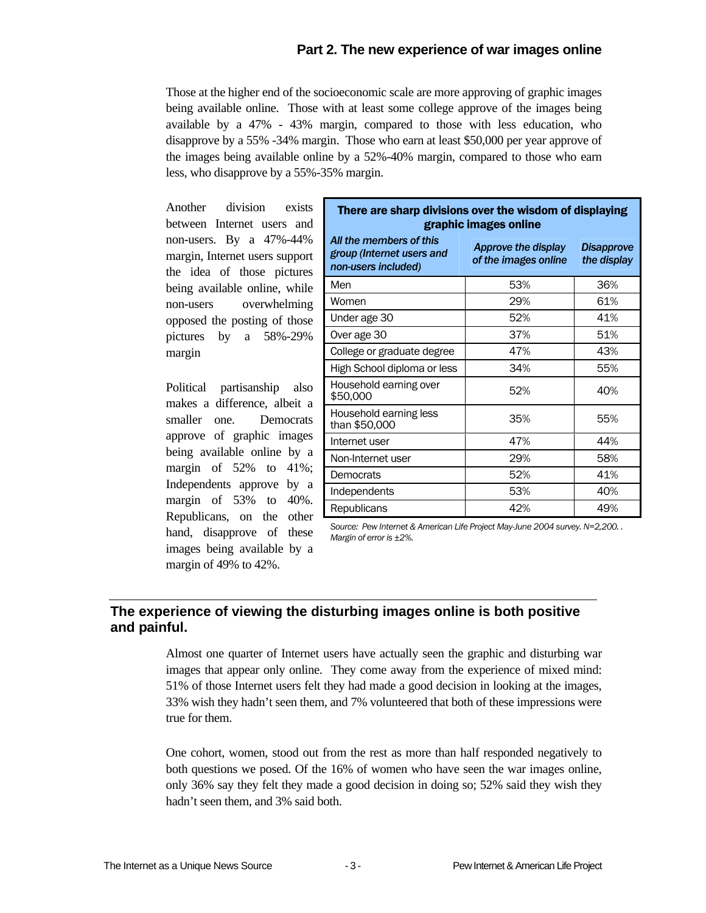## Part 2. The new experience of war images online

Those at the higher end of the socioeconomic scale are more approving of graphic images being available online. Those with at least some college approve of the images being available by a 47% - 43% margin, compared to those with less education, who disapprove by a 55% -34% margin. Those who earn at least $50,000 per year approve of the images being available online by a 52%-40% margin, compared to those who earn less, who disapprove by a 55%-35% margin.

Another division exists between Internet users and non-users. By a 47%-44% margin, Internet users support the idea of those pictures being available online, while non-users overwhelming opposed the posting of those pictures by a 58%-29% margin

Political partisanship also makes a difference, albeit a smaller one. Democrats approve of graphic images being available online by a margin of 52% to 41%; Independents approve by a margin of 53% to 40%. Republicans, on the other hand, disapprove of these images being available by a margin of 49% to 42%.

**There are sharp divisions over the wisdom of displaying graphic images online**

| *All the members of this group (Internet users and non-users included)* | *Approve the display of the images online* | *Disapprove the display* |
|---|---|---|
| Men | 53% | 36% |
| Women | 29% | 61% |
| Under age 30 | 52% | 41% |
| Over age 30 | 37% | 51% |
| College or graduate degree | 47% | 43% |
| High School diploma or less | 34% | 55% |
| Household earning over $50,000 | 52% | 40% |
| Household earning less than $50,000 | 35% | 55% |
| Internet user | 47% | 44% |
| Non-Internet user | 29% | 58% |
| Democrats | 52% | 41% |
| Independents | 53% | 40% |
| Republicans | 42% | 49% |

*Source: Pew Internet & American Life Project May-June 2004 survey. N=2,200. . Margin of error is ±2%.*

## The experience of viewing the disturbing images online is both positive and painful.

Almost one quarter of Internet users have actually seen the graphic and disturbing war images that appear only online. They come away from the experience of mixed mind: 51% of those Internet users felt they had made a good decision in looking at the images, 33% wish they hadn't seen them, and 7% volunteered that both of these impressions were true for them.

One cohort, women, stood out from the rest as more than half responded negatively to both questions we posed. Of the 16% of women who have seen the war images online, only 36% say they felt they made a good decision in doing so; 52% said they wish they hadn't seen them, and 3% said both.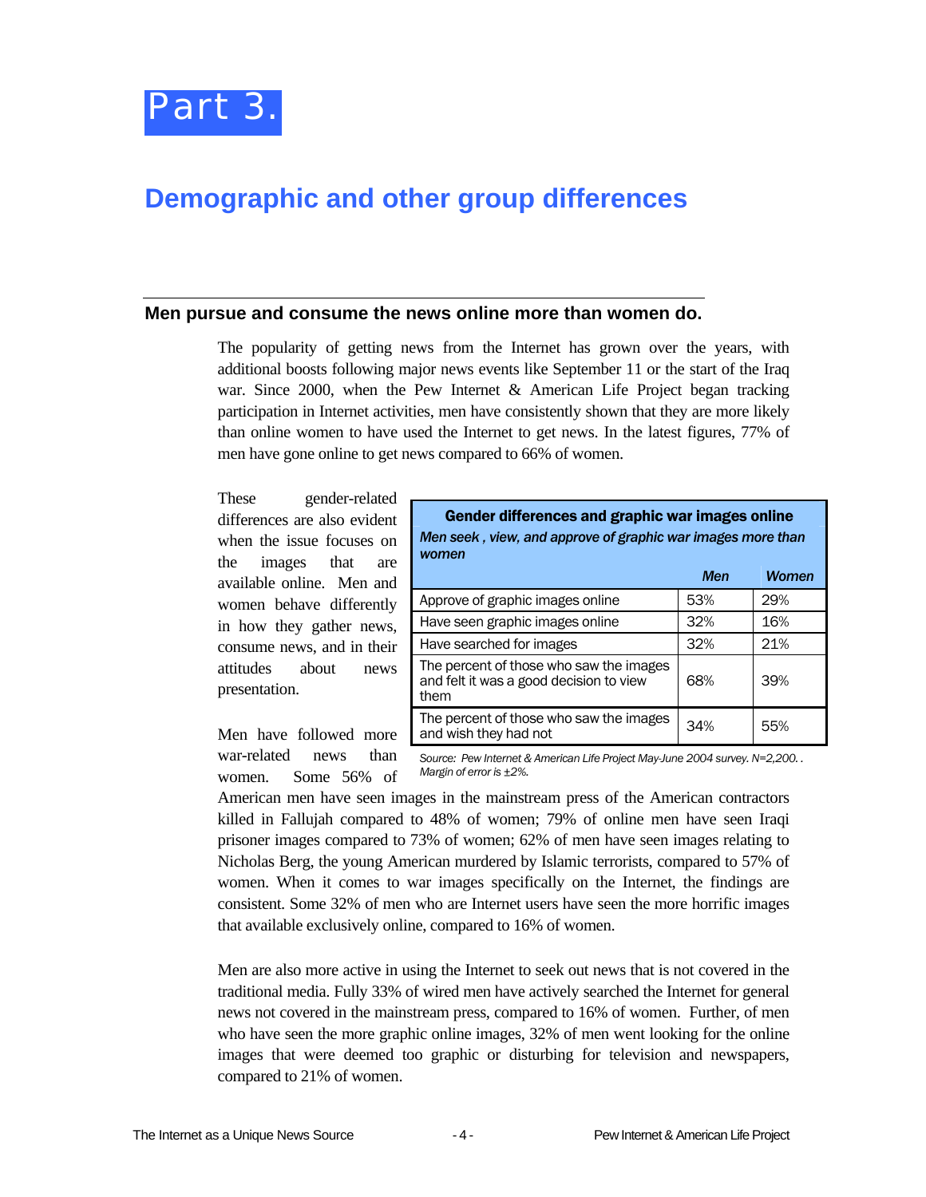# Part 3.

## Demographic and other group differences

### Men pursue and consume the news online more than women do.

The popularity of getting news from the Internet has grown over the years, with additional boosts following major news events like September 11 or the start of the Iraq war. Since 2000, when the Pew Internet & American Life Project began tracking participation in Internet activities, men have consistently shown that they are more likely than online women to have used the Internet to get news. In the latest figures, 77% of men have gone online to get news compared to 66% of women.

These gender-related differences are also evident when the issue focuses on the images that are available online. Men and women behave differently in how they gather news, consume news, and in their attitudes about news presentation.

**Gender differences and graphic war images online**

*Men seek , view, and approve of graphic war images more than women*

| | *Men* | *Women* |
|---|---|---|
| Approve of graphic images online | 53% | 29% |
| Have seen graphic images online | 32% | 16% |
| Have searched for images | 32% | 21% |
| The percent of those who saw the images and felt it was a good decision to view them | 68% | 39% |
| The percent of those who saw the images and wish they had not | 34% | 55% |

*Source: Pew Internet & American Life Project May-June 2004 survey. N=2,200. . Margin of error is ±2%.*

Men have followed more war-related news than women. Some 56% of American men have seen images in the mainstream press of the American contractors killed in Fallujah compared to 48% of women; 79% of online men have seen Iraqi prisoner images compared to 73% of women; 62% of men have seen images relating to Nicholas Berg, the young American murdered by Islamic terrorists, compared to 57% of women. When it comes to war images specifically on the Internet, the findings are consistent. Some 32% of men who are Internet users have seen the more horrific images that available exclusively online, compared to 16% of women.

Men are also more active in using the Internet to seek out news that is not covered in the traditional media. Fully 33% of wired men have actively searched the Internet for general news not covered in the mainstream press, compared to 16% of women. Further, of men who have seen the more graphic online images, 32% of men went looking for the online images that were deemed too graphic or disturbing for television and newspapers, compared to 21% of women.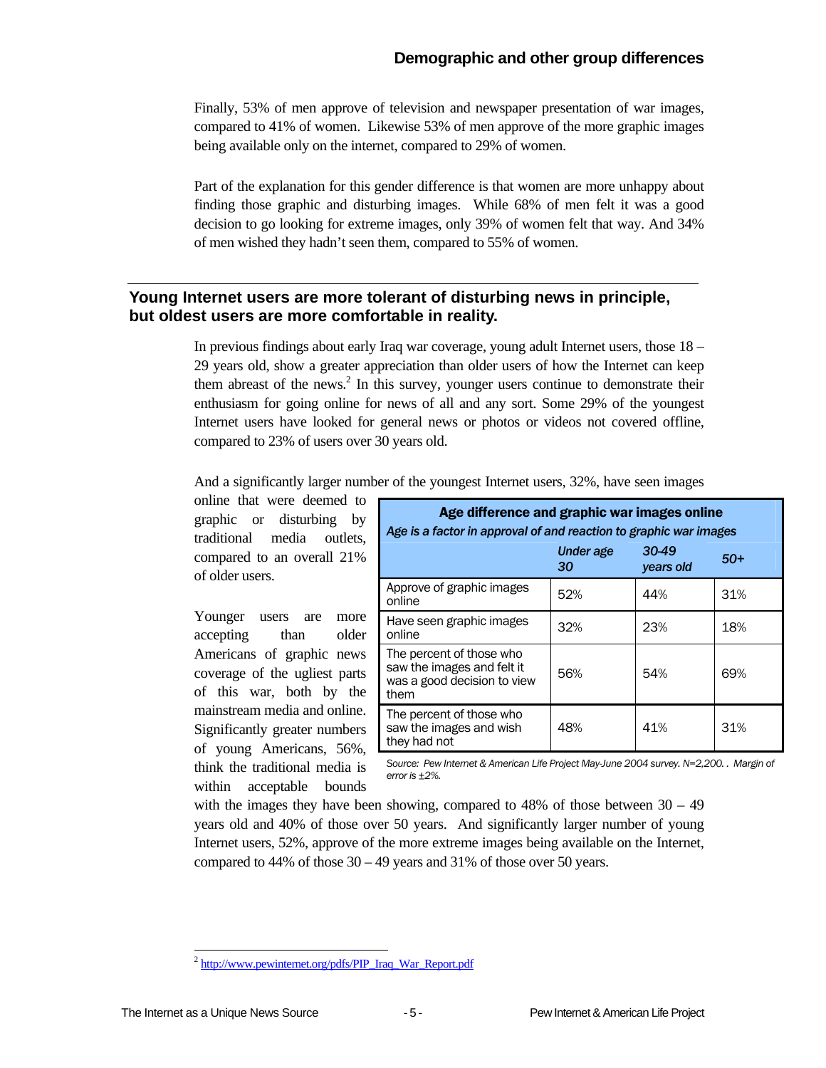Finally, 53% of men approve of television and newspaper presentation of war images, compared to 41% of women. Likewise 53% of men approve of the more graphic images being available only on the internet, compared to 29% of women.

Part of the explanation for this gender difference is that women are more unhappy about finding those graphic and disturbing images. While 68% of men felt it was a good decision to go looking for extreme images, only 39% of women felt that way. And 34% of men wished they hadn't seen them, compared to 55% of women.

## Young Internet users are more tolerant of disturbing news in principle, but oldest users are more comfortable in reality.

In previous findings about early Iraq war coverage, young adult Internet users, those 18 – 29 years old, show a greater appreciation than older users of how the Internet can keep them abreast of the news.[2] In this survey, younger users continue to demonstrate their enthusiasm for going online for news of all and any sort. Some 29% of the youngest Internet users have looked for general news or photos or videos not covered offline, compared to 23% of users over 30 years old.

And a significantly larger number of the youngest Internet users, 32%, have seen images online that were deemed to graphic or disturbing by traditional media outlets, compared to an overall 21% of older users.

Younger users are more accepting than older Americans of graphic news coverage of the ugliest parts of this war, both by the mainstream media and online. Significantly greater numbers of young Americans, 56%, think the traditional media is within acceptable bounds with the images they have been showing, compared to 48% of those between 30 – 49 years old and 40% of those over 50 years. And significantly larger number of young Internet users, 52%, approve of the more extreme images being available on the Internet, compared to 44% of those 30 – 49 years and 31% of those over 50 years.

**Age difference and graphic war images online**

*Age is a factor in approval of and reaction to graphic war images*

| | *Under age 30* | *30-49 years old* | *50+* |
|---|---|---|---|
| Approve of graphic images online | 52% | 44% | 31% |
| Have seen graphic images online | 32% | 23% | 18% |
| The percent of those who saw the images and felt it was a good decision to view them | 56% | 54% | 69% |
| The percent of those who saw the images and wish they had not | 48% | 41% | 31% |

*Source: Pew Internet & American Life Project May-June 2004 survey. N=2,200. . Margin of error is ±2%.*

[2] http://www.pewinternet.org/pdfs/PIP_Iraq_War_Report.pdf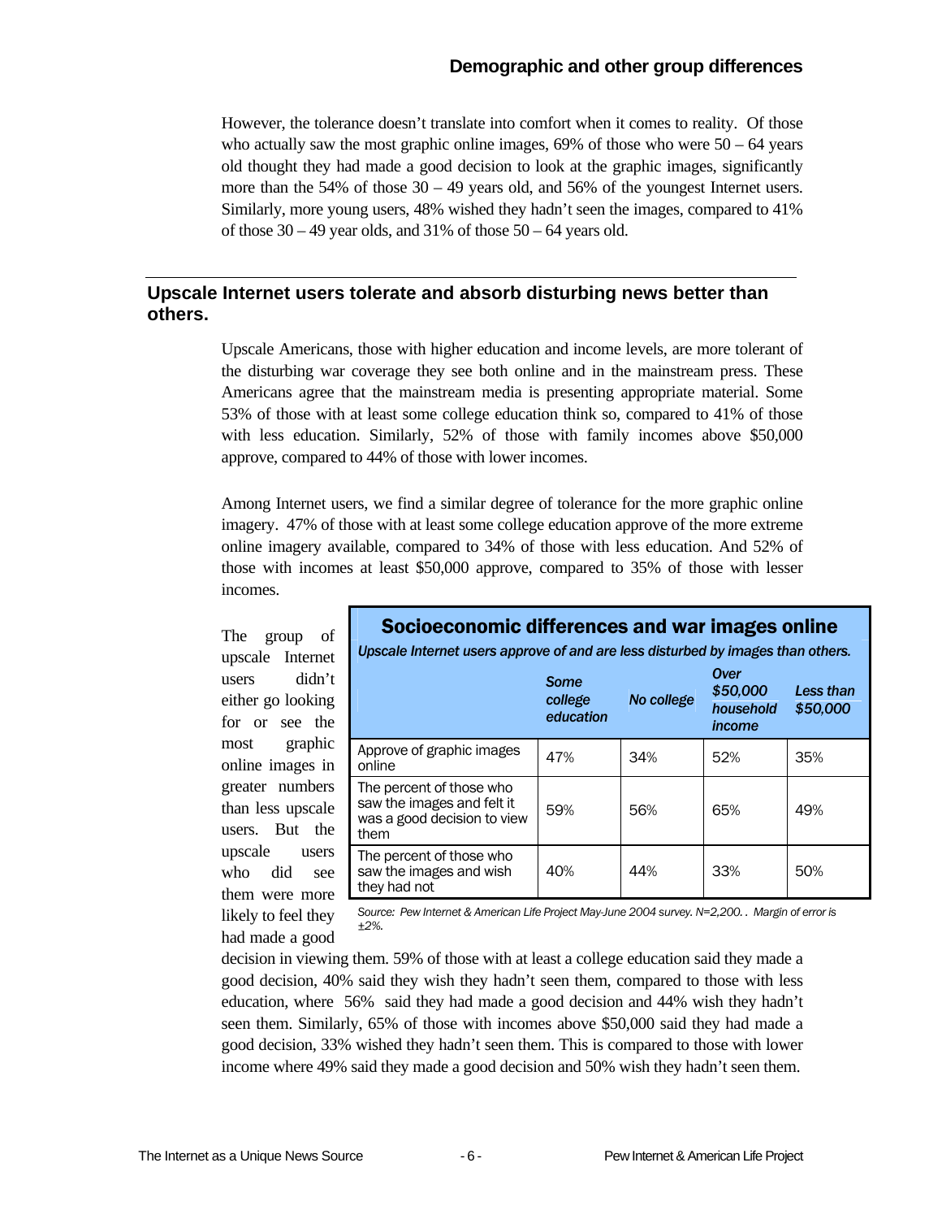However, the tolerance doesn't translate into comfort when it comes to reality. Of those who actually saw the most graphic online images, 69% of those who were 50 – 64 years old thought they had made a good decision to look at the graphic images, significantly more than the 54% of those 30 – 49 years old, and 56% of the youngest Internet users. Similarly, more young users, 48% wished they hadn't seen the images, compared to 41% of those 30 – 49 year olds, and 31% of those 50 – 64 years old.

## Upscale Internet users tolerate and absorb disturbing news better than others.

Upscale Americans, those with higher education and income levels, are more tolerant of the disturbing war coverage they see both online and in the mainstream press. These Americans agree that the mainstream media is presenting appropriate material. Some 53% of those with at least some college education think so, compared to 41% of those with less education. Similarly, 52% of those with family incomes above $50,000 approve, compared to 44% of those with lower incomes.

Among Internet users, we find a similar degree of tolerance for the more graphic online imagery. 47% of those with at least some college education approve of the more extreme online imagery available, compared to 34% of those with less education. And 52% of those with incomes at least $50,000 approve, compared to 35% of those with lesser incomes.

**Socioeconomic differences and war images online**

*Upscale Internet users approve of and are less disturbed by images than others.*

| | *Some college education* | *No college* | *Over $50,000 household income* | *Less than $50,000* |
|---|---|---|---|---|
| Approve of graphic images online | 47% | 34% | 52% | 35% |
| The percent of those who saw the images and felt it was a good decision to view them | 59% | 56% | 65% | 49% |
| The percent of those who saw the images and wish they had not | 40% | 44% | 33% | 50% |

*Source: Pew Internet & American Life Project May-June 2004 survey. N=2,200. . Margin of error is ±2%.*

The group of upscale Internet users didn't either go looking for or see the most graphic online images in greater numbers than less upscale users. But the upscale users who did see them were more likely to feel they had made a good decision in viewing them. 59% of those with at least a college education said they made a good decision, 40% said they wish they hadn't seen them, compared to those with less education, where 56% said they had made a good decision and 44% wish they hadn't seen them. Similarly, 65% of those with incomes above $50,000 said they had made a good decision, 33% wished they hadn't seen them. This is compared to those with lower income where 49% said they made a good decision and 50% wish they hadn't seen them.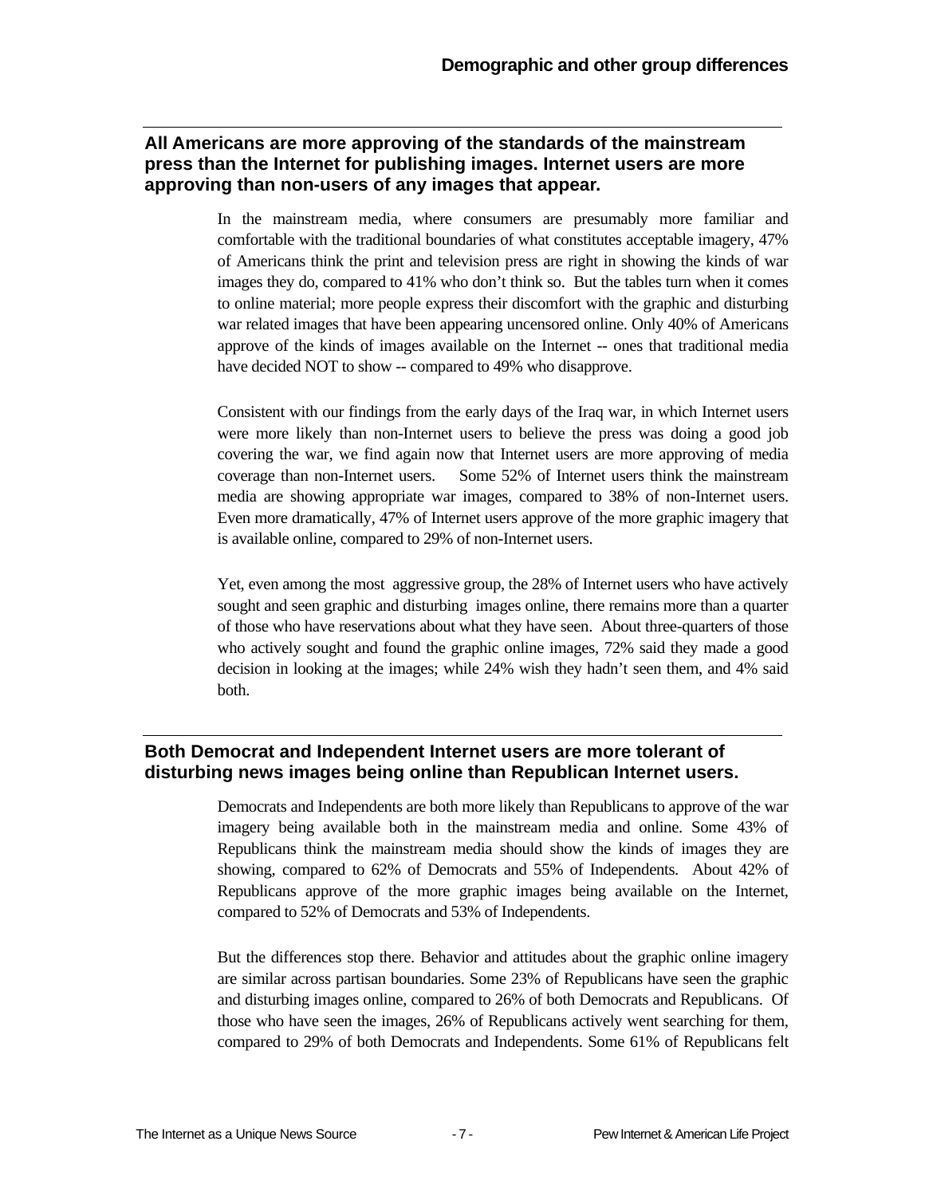## All Americans are more approving of the standards of the mainstream press than the Internet for publishing images. Internet users are more approving than non-users of any images that appear.

In the mainstream media, where consumers are presumably more familiar and comfortable with the traditional boundaries of what constitutes acceptable imagery, 47% of Americans think the print and television press are right in showing the kinds of war images they do, compared to 41% who don't think so. But the tables turn when it comes to online material; more people express their discomfort with the graphic and disturbing war related images that have been appearing uncensored online. Only 40% of Americans approve of the kinds of images available on the Internet -- ones that traditional media have decided NOT to show -- compared to 49% who disapprove.

Consistent with our findings from the early days of the Iraq war, in which Internet users were more likely than non-Internet users to believe the press was doing a good job covering the war, we find again now that Internet users are more approving of media coverage than non-Internet users. Some 52% of Internet users think the mainstream media are showing appropriate war images, compared to 38% of non-Internet users. Even more dramatically, 47% of Internet users approve of the more graphic imagery that is available online, compared to 29% of non-Internet users.

Yet, even among the most aggressive group, the 28% of Internet users who have actively sought and seen graphic and disturbing images online, there remains more than a quarter of those who have reservations about what they have seen. About three-quarters of those who actively sought and found the graphic online images, 72% said they made a good decision in looking at the images; while 24% wish they hadn't seen them, and 4% said both.

## Both Democrat and Independent Internet users are more tolerant of disturbing news images being online than Republican Internet users.

Democrats and Independents are both more likely than Republicans to approve of the war imagery being available both in the mainstream media and online. Some 43% of Republicans think the mainstream media should show the kinds of images they are showing, compared to 62% of Democrats and 55% of Independents. About 42% of Republicans approve of the more graphic images being available on the Internet, compared to 52% of Democrats and 53% of Independents.

But the differences stop there. Behavior and attitudes about the graphic online imagery are similar across partisan boundaries. Some 23% of Republicans have seen the graphic and disturbing images online, compared to 26% of both Democrats and Republicans. Of those who have seen the images, 26% of Republicans actively went searching for them, compared to 29% of both Democrats and Independents. Some 61% of Republicans felt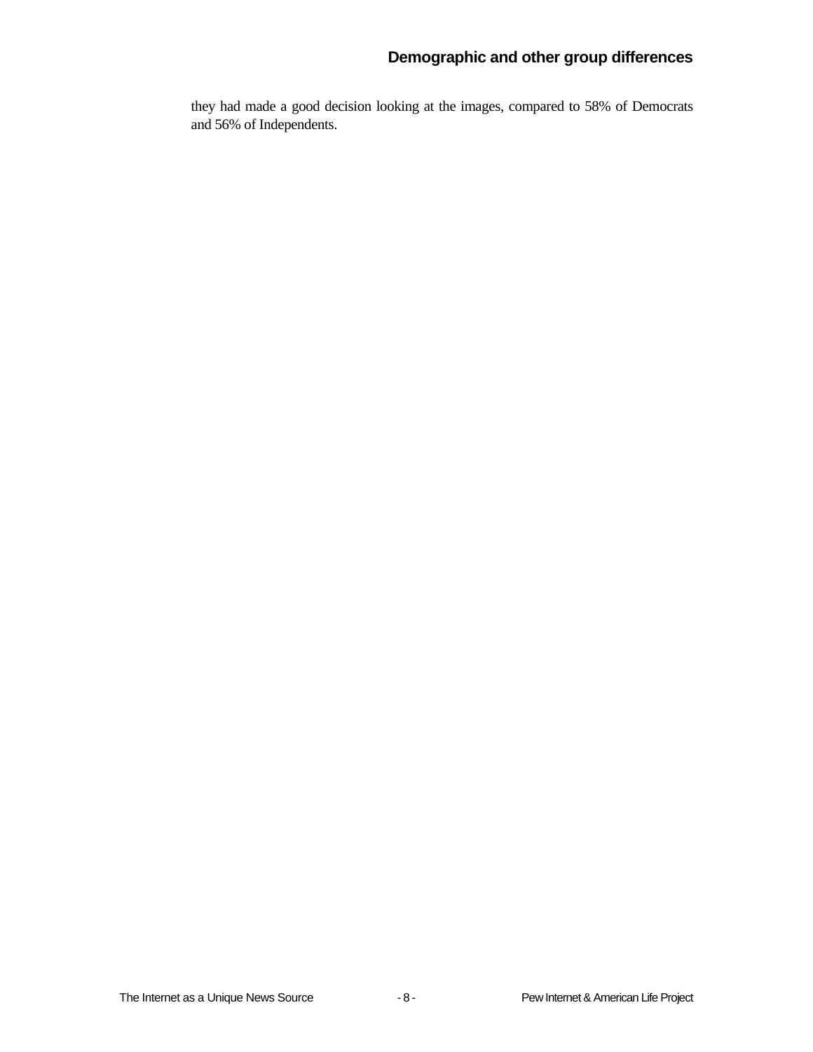they had made a good decision looking at the images, compared to 58% of Democrats and 56% of Independents.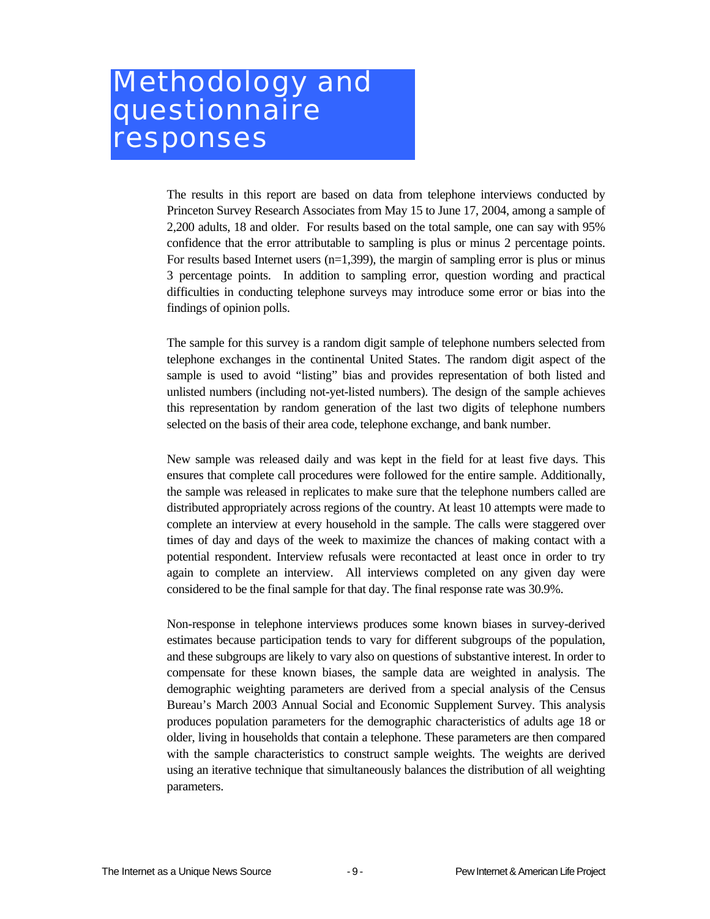# Methodology and questionnaire responses

The results in this report are based on data from telephone interviews conducted by Princeton Survey Research Associates from May 15 to June 17, 2004, among a sample of 2,200 adults, 18 and older. For results based on the total sample, one can say with 95% confidence that the error attributable to sampling is plus or minus 2 percentage points. For results based Internet users (n=1,399), the margin of sampling error is plus or minus 3 percentage points. In addition to sampling error, question wording and practical difficulties in conducting telephone surveys may introduce some error or bias into the findings of opinion polls.

The sample for this survey is a random digit sample of telephone numbers selected from telephone exchanges in the continental United States. The random digit aspect of the sample is used to avoid "listing" bias and provides representation of both listed and unlisted numbers (including not-yet-listed numbers). The design of the sample achieves this representation by random generation of the last two digits of telephone numbers selected on the basis of their area code, telephone exchange, and bank number.

New sample was released daily and was kept in the field for at least five days. This ensures that complete call procedures were followed for the entire sample. Additionally, the sample was released in replicates to make sure that the telephone numbers called are distributed appropriately across regions of the country. At least 10 attempts were made to complete an interview at every household in the sample. The calls were staggered over times of day and days of the week to maximize the chances of making contact with a potential respondent. Interview refusals were recontacted at least once in order to try again to complete an interview. All interviews completed on any given day were considered to be the final sample for that day. The final response rate was 30.9%.

Non-response in telephone interviews produces some known biases in survey-derived estimates because participation tends to vary for different subgroups of the population, and these subgroups are likely to vary also on questions of substantive interest. In order to compensate for these known biases, the sample data are weighted in analysis. The demographic weighting parameters are derived from a special analysis of the Census Bureau's March 2003 Annual Social and Economic Supplement Survey. This analysis produces population parameters for the demographic characteristics of adults age 18 or older, living in households that contain a telephone. These parameters are then compared with the sample characteristics to construct sample weights. The weights are derived using an iterative technique that simultaneously balances the distribution of all weighting parameters.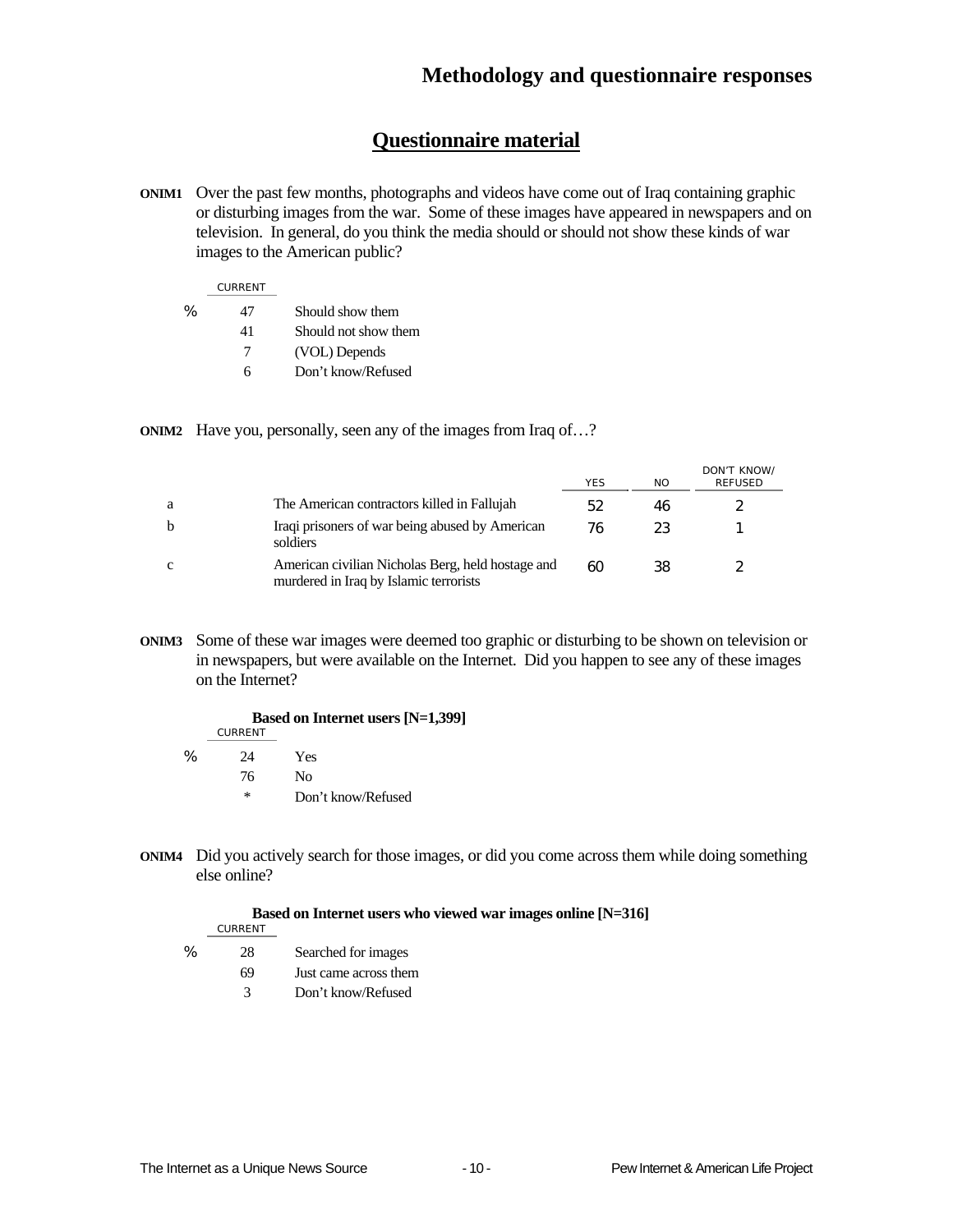# Methodology and questionnaire responses

## Questionnaire material

**ONIM1** Over the past few months, photographs and videos have come out of Iraq containing graphic or disturbing images from the war. Some of these images have appeared in newspapers and on television. In general, do you think the media should or should not show these kinds of war images to the American public?

| | CURRENT | |
|---|---|---|
| % | 47 | Should show them |
| | 41 | Should not show them |
| | 7 | (VOL) Depends |
| | 6 | Don't know/Refused |

**ONIM2** Have you, personally, seen any of the images from Iraq of…?

| | | YES | NO | DON'T KNOW/ REFUSED |
|---|---|---|---|---|
| a | The American contractors killed in Fallujah | 52 | 46 | 2 |
| b | Iraqi prisoners of war being abused by American soldiers | 76 | 23 | 1 |
| c | American civilian Nicholas Berg, held hostage and murdered in Iraq by Islamic terrorists | 60 | 38 | 2 |

**ONIM3** Some of these war images were deemed too graphic or disturbing to be shown on television or in newspapers, but were available on the Internet. Did you happen to see any of these images on the Internet?

**Based on Internet users [N=1,399]**

| | CURRENT | |
|---|---|---|
| % | 24 | Yes |
| | 76 | No |
| | * | Don't know/Refused |

**ONIM4** Did you actively search for those images, or did you come across them while doing something else online?

**Based on Internet users who viewed war images online [N=316]**

| | CURRENT | |
|---|---|---|
| % | 28 | Searched for images |
| | 69 | Just came across them |
| | 3 | Don't know/Refused |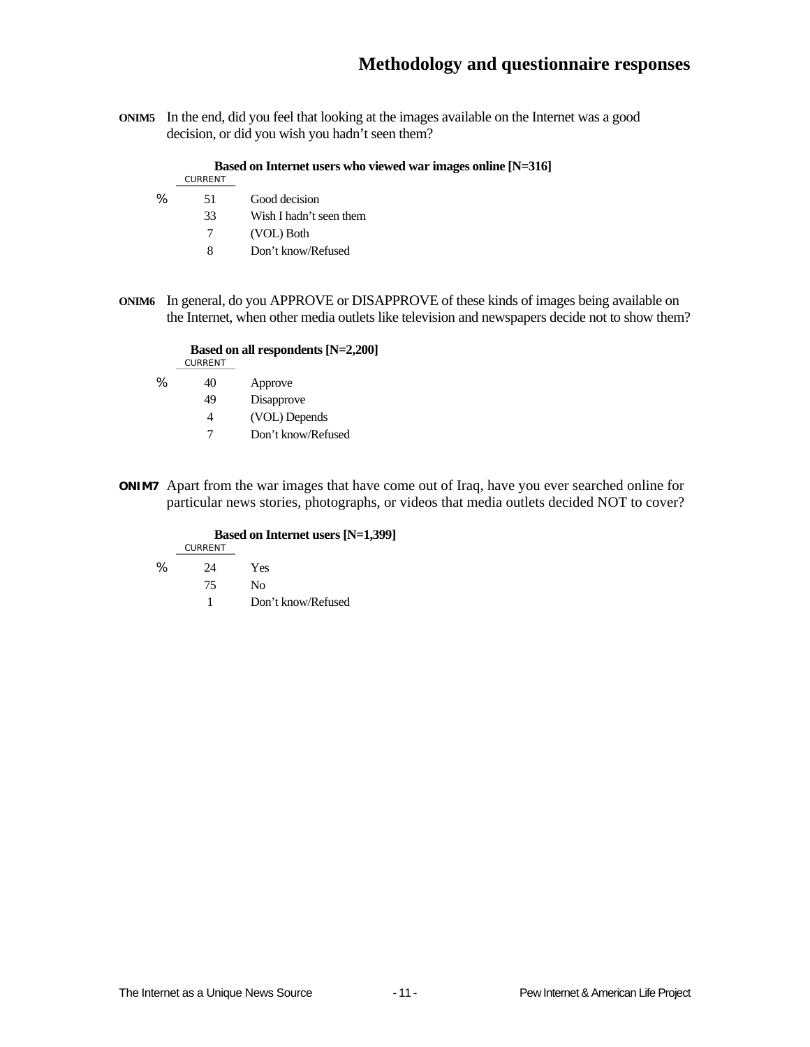## Methodology and questionnaire responses

**ONIM5** In the end, did you feel that looking at the images available on the Internet was a good decision, or did you wish you hadn't seen them?

**Based on Internet users who viewed war images online [N=316]**

| | CURRENT | |
|---|---|---|
| % | 51 | Good decision |
| | 33 | Wish I hadn't seen them |
| | 7 | (VOL) Both |
| | 8 | Don't know/Refused |

**ONIM6** In general, do you APPROVE or DISAPPROVE of these kinds of images being available on the Internet, when other media outlets like television and newspapers decide not to show them?

**Based on all respondents [N=2,200]**

| | CURRENT | |
|---|---|---|
| % | 40 | Approve |
| | 49 | Disapprove |
| | 4 | (VOL) Depends |
| | 7 | Don't know/Refused |

**ONIM7** Apart from the war images that have come out of Iraq, have you ever searched online for particular news stories, photographs, or videos that media outlets decided NOT to cover?

**Based on Internet users [N=1,399]**

| | CURRENT | |
|---|---|---|
| % | 24 | Yes |
| | 75 | No |
| | 1 | Don't know/Refused |